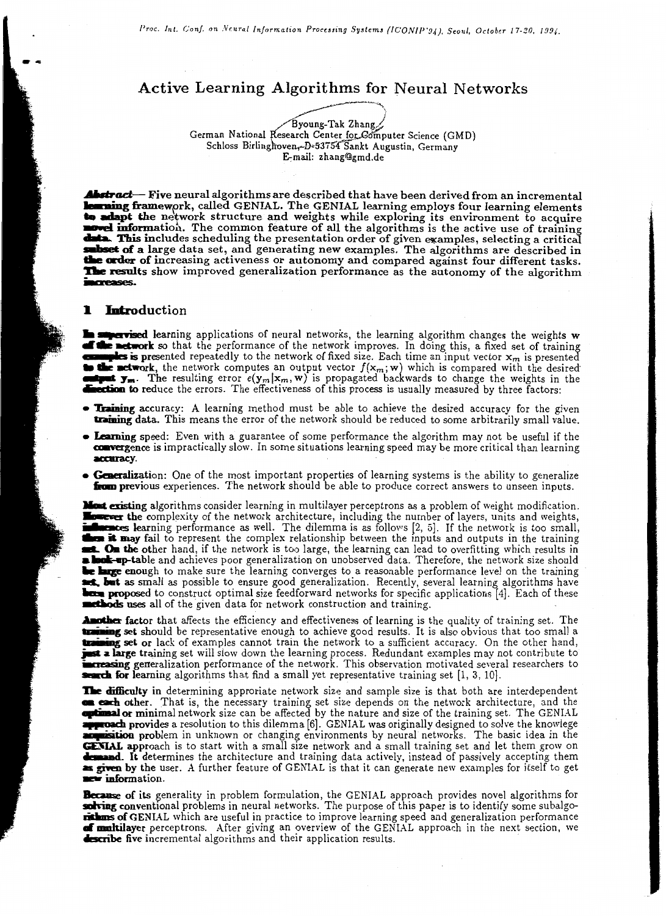# Active Learning Algorithms for Neural Networks

Byoung-Tak Zhang
German National Research Center for Computer Science (GMD)
Schloss Birlinghoven, D-53754 Sankt Augustin, Germany
E-mail: zhang@gmd.de

***Abstract*— Five neural algorithms are described that have been derived from an incremental learning framework, called GENIAL. The GENIAL learning employs four learning elements to adapt the network structure and weights while exploring its environment to acquire novel information. The common feature of all the algorithms is the active use of training data. This includes scheduling the presentation order of given examples, selecting a critical subset of a large data set, and generating new examples. The algorithms are described in the order of increasing activeness or autonomy and compared against four different tasks. The results show improved generalization performance as the autonomy of the algorithm increases.**

## 1 Introduction

In supervised learning applications of neural networks, the learning algorithm changes the weights $\mathbf{w}$ of the network so that the performance of the network improves. In doing this, a fixed set of training examples is presented repeatedly to the network of fixed size. Each time an input vector $\mathbf{x}_m$ is presented to the network, the network computes an output vector $f(\mathbf{x}_m; \mathbf{w})$ which is compared with the desired output $\mathbf{y}_m$. The resulting error $e(\mathbf{y}_m|\mathbf{x}_m, \mathbf{w})$ is propagated backwards to change the weights in the direction to reduce the errors. The effectiveness of this process is usually measured by three factors:

- **Training** accuracy: A learning method must be able to achieve the desired accuracy for the given training data. This means the error of the network should be reduced to some arbitrarily small value.
- **Learning** speed: Even with a guarantee of some performance the algorithm may not be useful if the convergence is impractically slow. In some situations learning speed may be more critical than learning accuracy.
- **Generalization**: One of the most important properties of learning systems is the ability to generalize from previous experiences. The network should be able to produce correct answers to unseen inputs.

Most existing algorithms consider learning in multilayer perceptrons as a problem of weight modification. However the complexity of the network architecture, including the number of layers, units and weights, influences learning performance as well. The dilemma is as follows [2, 5]. If the network is too small, then it may fail to represent the complex relationship between the inputs and outputs in the training set. On the other hand, if the network is too large, the learning can lead to overfitting which results in a look-up-table and achieves poor generalization on unobserved data. Therefore, the network size should be large enough to make sure the learning converges to a reasonable performance level on the training set, but as small as possible to ensure good generalization. Recently, several learning algorithms have been proposed to construct optimal size feedforward networks for specific applications [4]. Each of these methods uses all of the given data for network construction and training.

Another factor that affects the efficiency and effectiveness of learning is the quality of training set. The training set should be representative enough to achieve good results. It is also obvious that too small a training set or lack of examples cannot train the network to a sufficient accuracy. On the other hand, just a large training set will slow down the learning process. Redundant examples may not contribute to increasing generalization performance of the network. This observation motivated several researchers to search for learning algorithms that find a small yet representative training set [1, 3, 10].

The difficulty in determining appropriate network size and sample size is that both are interdependent on each other. That is, the necessary training set size depends on the network architecture, and the optimal or minimal network size can be affected by the nature and size of the training set. The GENIAL approach provides a resolution to this dilemma [6]. GENIAL was originally designed to solve the knowlege acquisition problem in unknown or changing environments by neural networks. The basic idea in the GENIAL approach is to start with a small size network and a small training set and let them grow on demand. It determines the architecture and training data actively, instead of passively accepting them as given by the user. A further feature of GENIAL is that it can generate new examples for itself to get new information.

Because of its generality in problem formulation, the GENIAL approach provides novel algorithms for solving conventional problems in neural networks. The purpose of this paper is to identify some subalgorithms of GENIAL which are useful in practice to improve learning speed and generalization performance of multilayer perceptrons. After giving an overview of the GENIAL approach in the next section, we describe five incremental algorithms and their application results.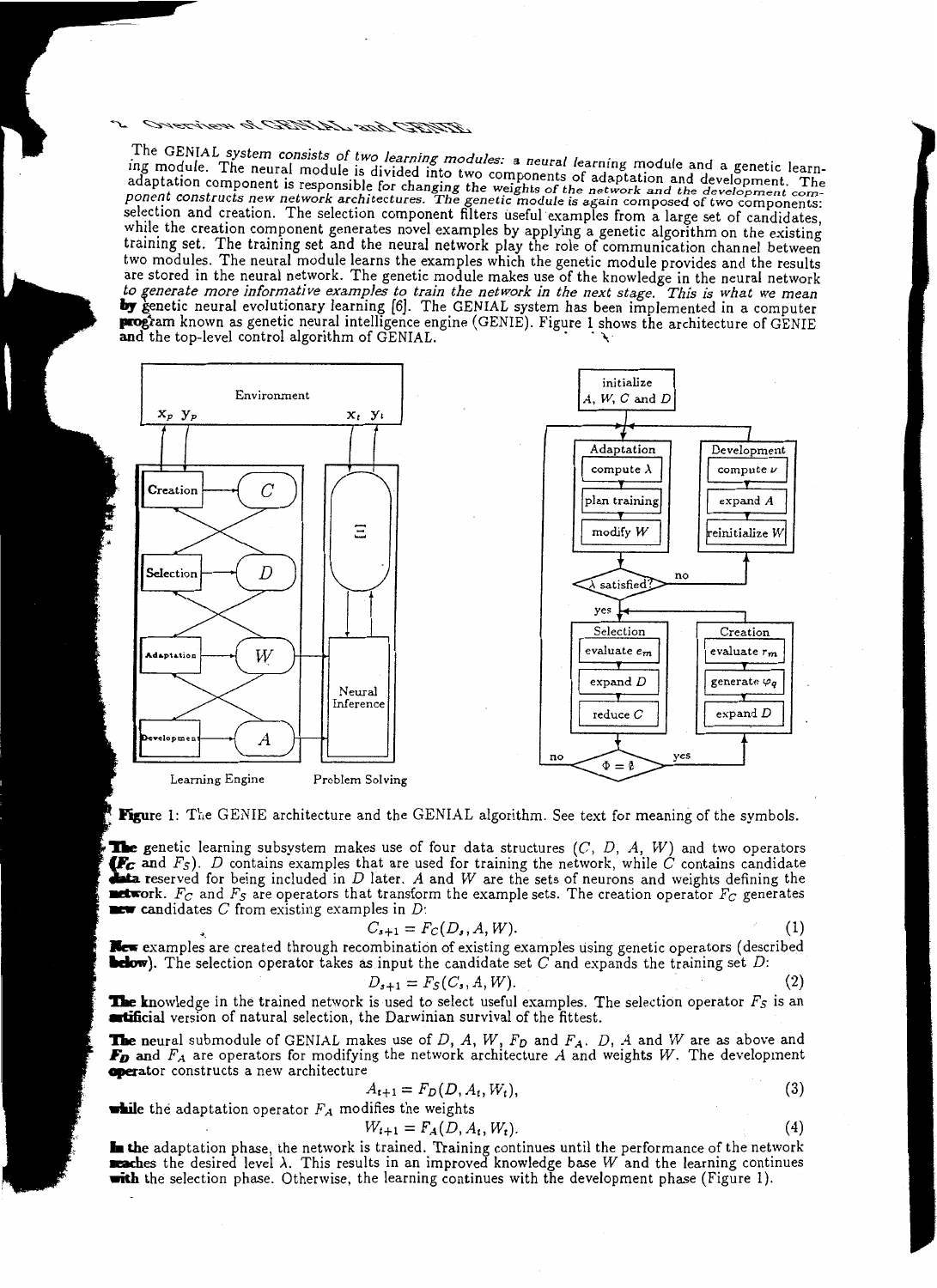## 2 Overview of GENIAL and GENIE

The GENIAL system consists of two learning modules: a neural learning module and a genetic learning module. The neural module is divided into two components of adaptation and development. The adaptation component is responsible for changing the weights of the network and the development component constructs new network architectures. The genetic module is again composed of two components: selection and creation. The selection component filters useful examples from a large set of candidates, while the creation component generates novel examples by applying a genetic algorithm on the existing training set. The training set and the neural network play the role of communication channel between two modules. The neural module learns the examples which the genetic module provides and the results are stored in the neural network. The genetic module makes use of the knowledge in the neural network to generate more informative examples to train the network in the next stage. This is what we mean by genetic neural evolutionary learning [6]. The GENIAL system has been implemented in a computer program known as genetic neural intelligence engine (GENIE). Figure 1 shows the architecture of GENIE and the top-level control algorithm of GENIAL.

Figure 1: The GENIE architecture and the GENIAL algorithm. See text for meaning of the symbols.

The genetic learning subsystem makes use of four data structures ($C$, $D$, $A$, $W$) and two operators ($F_C$ and $F_S$). $D$ contains examples that are used for training the network, while $C$ contains candidate data reserved for being included in $D$ later. $A$ and $W$ are the sets of neurons and weights defining the network. $F_C$ and $F_S$ are operators that transform the example sets. The creation operator $F_C$ generates new candidates $C$ from existing examples in $D$:

$$C_{s+1} = F_C(D_s, A, W). \tag{1}$$

New examples are created through recombination of existing examples using genetic operators (described below). The selection operator takes as input the candidate set $C$ and expands the training set $D$:

$$D_{s+1} = F_S(C_s, A, W). \tag{2}$$

The knowledge in the trained network is used to select useful examples. The selection operator $F_S$ is an artificial version of natural selection, the Darwinian survival of the fittest.

The neural submodule of GENIAL makes use of $D$, $A$, $W$, $F_D$ and $F_A$. $D$, $A$ and $W$ are as above and $F_D$ and $F_A$ are operators for modifying the network architecture $A$ and weights $W$. The development operator constructs a new architecture

$$A_{t+1} = F_D(D, A_t, W_t), \tag{3}$$

while the adaptation operator $F_A$ modifies the weights

$$W_{t+1} = F_A(D, A_t, W_t). \tag{4}$$

In the adaptation phase, the network is trained. Training continues until the performance of the network reaches the desired level $\lambda$. This results in an improved knowledge base $W$ and the learning continues with the selection phase. Otherwise, the learning continues with the development phase (Figure 1).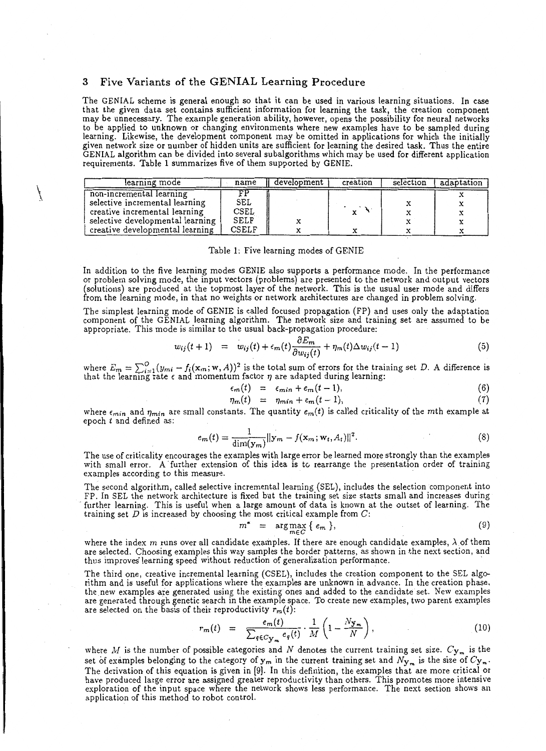## 3 Five Variants of the GENIAL Learning Procedure

The GENIAL scheme is general enough so that it can be used in various learning situations. In case that the given data set contains sufficient information for learning the task, the creation component may be unnecessary. The example generation ability, however, opens the possibility for neural networks to be applied to unknown or changing environments where new examples have to be sampled during learning. Likewise, the development component may be omitted in applications for which the initially given network size or number of hidden units are sufficient for learning the desired task. Thus the entire GENIAL algorithm can be divided into several subalgorithms which may be used for different application requirements. Table 1 summarizes five of them supported by GENIE.

| learning mode | name | development | creation | selection | adaptation |
|---|---|---|---|---|---|
| non-incremental learning | FP | | | | x |
| selective incremental learning | SEL | | | x | x |
| creative incremental learning | CSEL | | x | x | x |
| selective developmental learning | SELF | x | | x | x |
| creative developmental learning | CSELF | x | x | x | x |

Table 1: Five learning modes of GENIE

In addition to the five learning modes GENIE also supports a performance mode. In the performance or problem solving mode, the input vectors (problems) are presented to the network and output vectors (solutions) are produced at the topmost layer of the network. This is the usual user mode and differs from the learning mode, in that no weights or network architectures are changed in problem solving.

The simplest learning mode of GENIE is called focused propagation (FP) and uses only the adaptation component of the GENIAL learning algorithm. The network size and training set are assumed to be appropriate. This mode is similar to the usual back-propagation procedure:

$$w_{ij}(t+1) = w_{ij}(t) + \epsilon_m(t)\frac{\partial E_m}{\partial w_{ij}(t)} + \eta_m(t)\Delta w_{ij}(t-1) \tag{5}$$

where $E_m = \sum_{i=1}^{O}(y_{mi} - f_i(\mathbf{x}_m; \mathbf{w}, A))^2$ is the total sum of errors for the training set $D$. A difference is that the learning rate $\epsilon$ and momentum factor $\eta$ are adapted during learning:

$$\epsilon_m(t) = \epsilon_{min} + e_m(t-1), \tag{6}$$

$$\eta_m(t) = \eta_{min} + e_m(t-1), \tag{7}$$

where $\epsilon_{min}$ and $\eta_{min}$ are small constants. The quantity $e_m(t)$ is called criticality of the $m$th example at epoch $t$ and defined as:

$$e_m(t) = \frac{1}{\dim(\mathbf{y}_m)}\|\mathbf{y}_m - f(\mathbf{x}_m; \mathbf{w}_t, A_t)\|^2. \tag{8}$$

The use of criticality encourages the examples with large error be learned more strongly than the examples with small error. A further extension of this idea is to rearrange the presentation order of training examples according to this measure.

The second algorithm, called selective incremental learning (SEL), includes the selection component into FP. In SEL the network architecture is fixed but the training set size starts small and increases during further learning. This is useful when a large amount of data is known at the outset of learning. The training set $D$ is increased by choosing the most critical example from $C$:

$$m^* = \arg\max_{m \in C} \{ e_m \}, \tag{9}$$

where the index $m$ runs over all candidate examples. If there are enough candidate examples, $\lambda$ of them are selected. Choosing examples this way samples the border patterns, as shown in the next section, and thus improves learning speed without reduction of generalization performance.

The third one, creative incremental learning (CSEL), includes the creation component to the SEL algorithm and is useful for applications where the examples are unknown in advance. In the creation phase, the new examples are generated using the existing ones and added to the candidate set. New examples are generated through genetic search in the example space. To create new examples, two parent examples are selected on the basis of their reproductivity $r_m(t)$:

$$r_m(t) = \frac{e_m(t)}{\sum_{q \in C_{\mathbf{y}_m}} e_q(t)} \cdot \frac{1}{M}\left(1 - \frac{N_{\mathbf{y}_m}}{N}\right), \tag{10}$$

where $M$ is the number of possible categories and $N$ denotes the current training set size. $C_{\mathbf{y}_m}$ is the set of examples belonging to the category of $\mathbf{y}_m$ in the current training set and $N_{\mathbf{y}_m}$ is the size of $C_{\mathbf{y}_m}$. The derivation of this equation is given in [9]. In this definition, the examples that are more critical or have produced large error are assigned greater reproductivity than others. This promotes more intensive exploration of the input space where the network shows less performance. The next section shows an application of this method to robot control.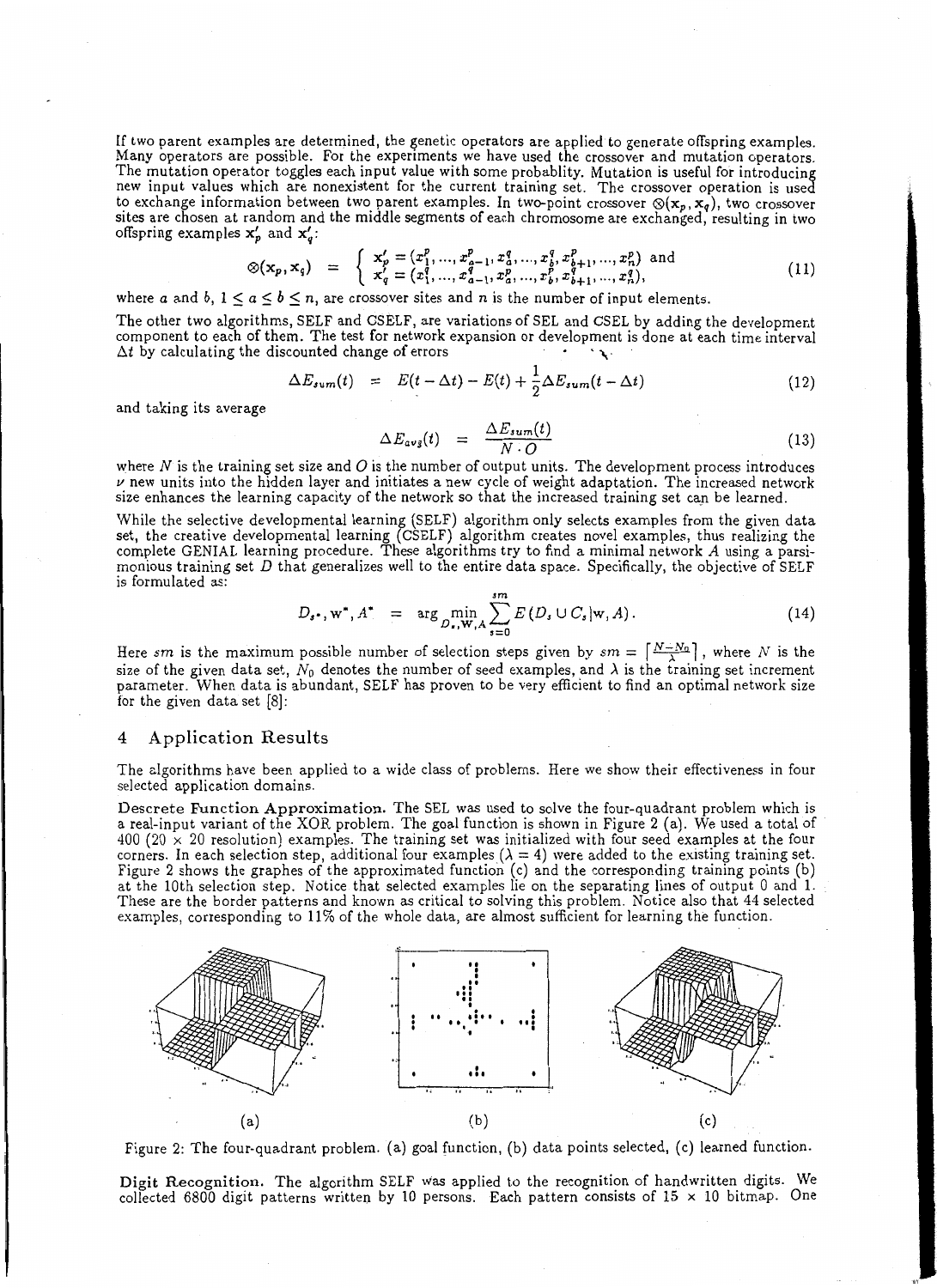If two parent examples are determined, the genetic operators are applied to generate offspring examples. Many operators are possible. For the experiments we have used the crossover and mutation operators. The mutation operator toggles each input value with some probablity. Mutation is useful for introducing new input values which are nonexistent for the current training set. The crossover operation is used to exchange information between two parent examples. In two-point crossover $\otimes(\mathbf{x}_p, \mathbf{x}_q)$, two crossover sites are chosen at random and the middle segments of each chromosome are exchanged, resulting in two offspring examples $\mathbf{x}'_p$ and $\mathbf{x}'_q$:

$$\otimes(\mathbf{x}_p, \mathbf{x}_q) = \begin{cases} \mathbf{x}'_p = (x_1^p, ..., x_{a-1}^p, x_a^q, ..., x_b^q, x_{b+1}^p, ..., x_n^p) \text{ and} \\ \mathbf{x}'_q = (x_1^q, ..., x_{a-1}^q, x_a^p, ..., x_b^p, x_{b+1}^q, ..., x_n^q), \end{cases} \tag{11}$$

where $a$ and $b$, $1 \leq a \leq b \leq n$, are crossover sites and $n$ is the number of input elements.

The other two algorithms, SELF and CSELF, are variations of SEL and CSEL by adding the development component to each of them. The test for network expansion or development is done at each time interval $\Delta t$ by calculating the discounted change of errors

$$\Delta E_{sum}(t) = E(t - \Delta t) - E(t) + \frac{1}{2}\Delta E_{sum}(t - \Delta t) \tag{12}$$

and taking its average

$$\Delta E_{avg}(t) = \frac{\Delta E_{sum}(t)}{N \cdot O} \tag{13}$$

where $N$ is the training set size and $O$ is the number of output units. The development process introduces $\nu$ new units into the hidden layer and initiates a new cycle of weight adaptation. The increased network size enhances the learning capacity of the network so that the increased training set can be learned.

While the selective developmental learning (SELF) algorithm only selects examples from the given data set, the creative developmental learning (CSELF) algorithm creates novel examples, thus realizing the complete GENIAL learning procedure. These algorithms try to find a minimal network $A$ using a parsimonious training set $D$ that generalizes well to the entire data space. Specifically, the objective of SELF is formulated as:

$$D_{s^*}, \mathbf{w}^*, A^* = \arg\min_{D_s, \mathbf{w}, A} \sum_{s=0}^{sm} E(D_s \cup C_s | \mathbf{w}, A). \tag{14}$$

Here $sm$ is the maximum possible number of selection steps given by $sm = \lceil \frac{N - N_0}{\lambda} \rceil$, where $N$ is the size of the given data set, $N_0$ denotes the number of seed examples, and $\lambda$ is the training set increment parameter. When data is abundant, SELF has proven to be very efficient to find an optimal network size for the given data set [8]:

## 4 Application Results

The algorithms have been applied to a wide class of problems. Here we show their effectiveness in four selected application domains.

**Descrete Function Approximation.** The SEL was used to solve the four-quadrant problem which is a real-input variant of the XOR problem. The goal function is shown in Figure 2 (a). We used a total of 400 ($20 \times 20$ resolution) examples. The training set was initialized with four seed examples at the four corners. In each selection step, additional four examples ($\lambda = 4$) were added to the existing training set. Figure 2 shows the graphes of the approximated function (c) and the corresponding training points (b) at the 10th selection step. Notice that selected examples lie on the separating lines of output 0 and 1. These are the border patterns and known as critical to solving this problem. Notice also that 44 selected examples, corresponding to 11% of the whole data, are almost sufficient for learning the function.

(a) (b) (c)

Figure 2: The four-quadrant problem. (a) goal function, (b) data points selected, (c) learned function.

**Digit Recognition.** The algorithm SELF was applied to the recognition of handwritten digits. We collected 6800 digit patterns written by 10 persons. Each pattern consists of $15 \times 10$ bitmap. One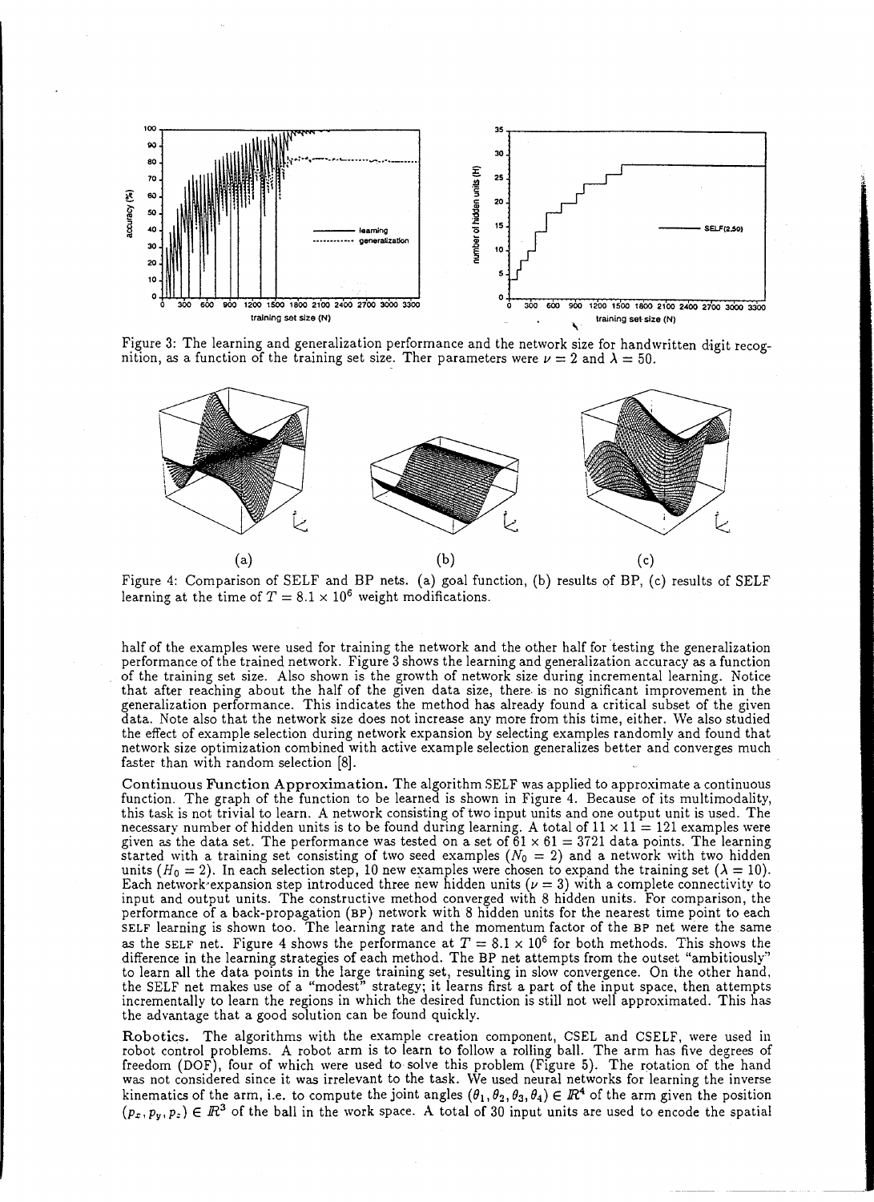Figure 3: The learning and generalization performance and the network size for handwritten digit recognition, as a function of the training set size. Ther parameters were $\nu = 2$ and $\lambda = 50$.

(a) (b) (c)

Figure 4: Comparison of SELF and BP nets. (a) goal function, (b) results of BP, (c) results of SELF learning at the time of $T = 8.1 \times 10^6$ weight modifications.

half of the examples were used for training the network and the other half for testing the generalization performance of the trained network. Figure 3 shows the learning and generalization accuracy as a function of the training set size. Also shown is the growth of network size during incremental learning. Notice that after reaching about the half of the given data size, there is no significant improvement in the generalization performance. This indicates the method has already found a critical subset of the given data. Note also that the network size does not increase any more from this time, either. We also studied the effect of example selection during network expansion by selecting examples randomly and found that network size optimization combined with active example selection generalizes better and converges much faster than with random selection [8].

**Continuous Function Approximation.** The algorithm SELF was applied to approximate a continuous function. The graph of the function to be learned is shown in Figure 4. Because of its multimodality, this task is not trivial to learn. A network consisting of two input units and one output unit is used. The necessary number of hidden units is to be found during learning. A total of $11 \times 11 = 121$ examples were given as the data set. The performance was tested on a set of $61 \times 61 = 3721$ data points. The learning started with a training set consisting of two seed examples ($N_0 = 2$) and a network with two hidden units ($H_0 = 2$). In each selection step, 10 new examples were chosen to expand the training set ($\lambda = 10$). Each network expansion step introduced three new hidden units ($\nu = 3$) with a complete connectivity to input and output units. The constructive method converged with 8 hidden units. For comparison, the performance of a back-propagation (BP) network with 8 hidden units for the nearest time point to each SELF learning is shown too. The learning rate and the momentum factor of the BP net were the same as the SELF net. Figure 4 shows the performance at $T = 8.1 \times 10^6$ for both methods. This shows the difference in the learning strategies of each method. The BP net attempts from the outset "ambitiously" to learn all the data points in the large training set, resulting in slow convergence. On the other hand, the SELF net makes use of a "modest" strategy; it learns first a part of the input space, then attempts incrementally to learn the regions in which the desired function is still not well approximated. This has the advantage that a good solution can be found quickly.

**Robotics.** The algorithms with the example creation component, CSEL and CSELF, were used in robot control problems. A robot arm is to learn to follow a rolling ball. The arm has five degrees of freedom (DOF), four of which were used to solve this problem (Figure 5). The rotation of the hand was not considered since it was irrelevant to the task. We used neural networks for learning the inverse kinematics of the arm, i.e. to compute the joint angles $(\theta_1, \theta_2, \theta_3, \theta_4) \in \mathbb{R}^4$ of the arm given the position $(p_x, p_y, p_z) \in \mathbb{R}^3$ of the ball in the work space. A total of 30 input units are used to encode the spatial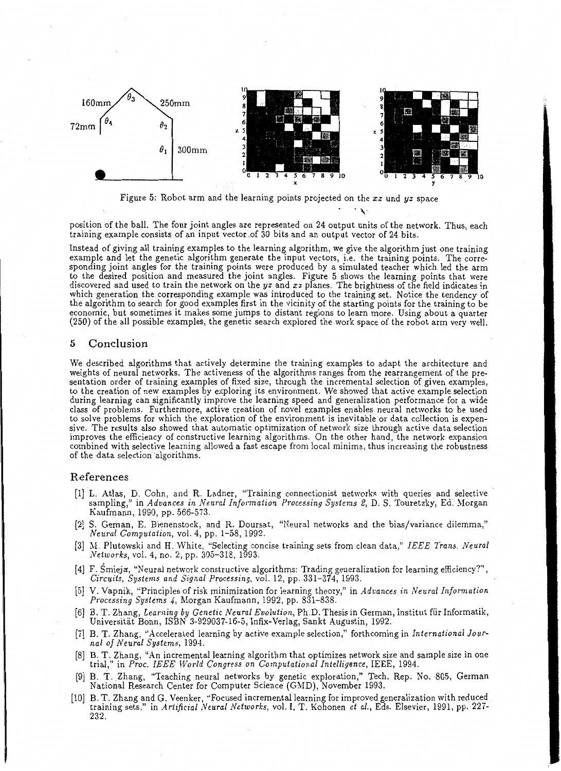160mm $\theta_3$ 250mm

72mm $\theta_4$ $\theta_2$

$\theta_1$ 300mm

10
9
8
7
6
z 5
4
3
2
1
0
0 1 2 3 4 5 6 7 8 9 10
x

10
9
8
7
6
z 5
4
3
2
1
0
0 1 2 3 4 5 6 7 8 9 10
y

Figure 5: Robot arm and the learning points projected on the $xz$ und $yz$ space

position of the ball. The four joint angles are represented on 24 output units of the network. Thus, each training example consists of an input vector of 30 bits and an output vector of 24 bits.

Instead of giving all training examples to the learning algorithm, we give the algorithm just one training example and let the genetic algorithm generate the input vectors, i.e. the training points. The corresponding joint angles for the training points were produced by a simulated teacher which led the arm to the desired position and measured the joint angles. Figure 5 shows the learning points that were discovered and used to train the network on the $yz$ and $xz$ planes. The brightness of the field indicates in which generation the corresponding example was introduced to the training set. Notice the tendency of the algorithm to search for good examples first in the vicinity of the starting points for the training to be economic, but sometimes it makes some jumps to distant regions to learn more. Using about a quarter (250) of the all possible examples, the genetic search explored the work space of the robot arm very well.

## 5 Conclusion

We described algorithms that actively determine the training examples to adapt the architecture and weights of neural networks. The activeness of the algorithms ranges from the rearrangement of the presentation order of training examples of fixed size, through the incremental selection of given examples, to the creation of new examples by exploring its environment. We showed that active example selection during learning can significantly improve the learning speed and generalization performance for a wide class of problems. Furthermore, active creation of novel examples enables neural networks to be used to solve problems for which the exploration of the environment is inevitable or data collection is expensive. The results also showed that automatic optimization of network size through active data selection improves the efficiency of constructive learning algorithms. On the other hand, the network expansion combined with selective learning allowed a fast escape from local minima, thus increasing the robustness of the data selection algorithms.

## References

[1] L. Atlas, D. Cohn, and R. Ladner, "Training connectionist networks with queries and selective sampling," in *Advances in Neural Information Processing Systems 2*, D. S. Touretzky, Ed. Morgan Kaufmann, 1990, pp. 566-573.

[2] S. Geman, E. Bienenstock, and R. Doursat, "Neural networks and the bias/variance dilemma," *Neural Computation*, vol. 4, pp. 1-58, 1992.

[3] M. Plutowski and H. White, "Selecting concise training sets from clean data," *IEEE Trans. Neural Networks*, vol. 4, no. 2, pp. 305-318, 1993.

[4] F. Śmieja, "Neural network constructive algorithms: Trading generalization for learning efficiency?", *Circuits, Systems and Signal Processing*, vol. 12, pp. 331-374, 1993.

[5] V. Vapnik, "Principles of risk minimization for learning theory," in *Advances in Neural Information Processing Systems 4*, Morgan Kaufmann, 1992, pp. 831-838.

[6] B. T. Zhang, *Learning by Genetic Neural Evolution*, Ph.D. Thesis in German, Institut für Informatik, Universität Bonn, ISBN 3-929037-16-5, Infix-Verlag, Sankt Augustin, 1992.

[7] B. T. Zhang, "Accelerated learning by active example selection," forthcoming in *International Journal of Neural Systems*, 1994.

[8] B. T. Zhang, "An incremental learning algorithm that optimizes network size and sample size in one trial," in *Proc. IEEE World Congress on Computational Intelligence*, IEEE, 1994.

[9] B. T. Zhang, "Teaching neural networks by genetic exploration," Tech. Rep. No. 805, German National Research Center for Computer Science (GMD), November 1993.

[10] B. T. Zhang and G. Veenker, "Focused incremental learning for improved generalization with reduced training sets," in *Artificial Neural Networks*, vol. I, T. Kohonen *et al.*, Eds. Elsevier, 1991, pp. 227-232.